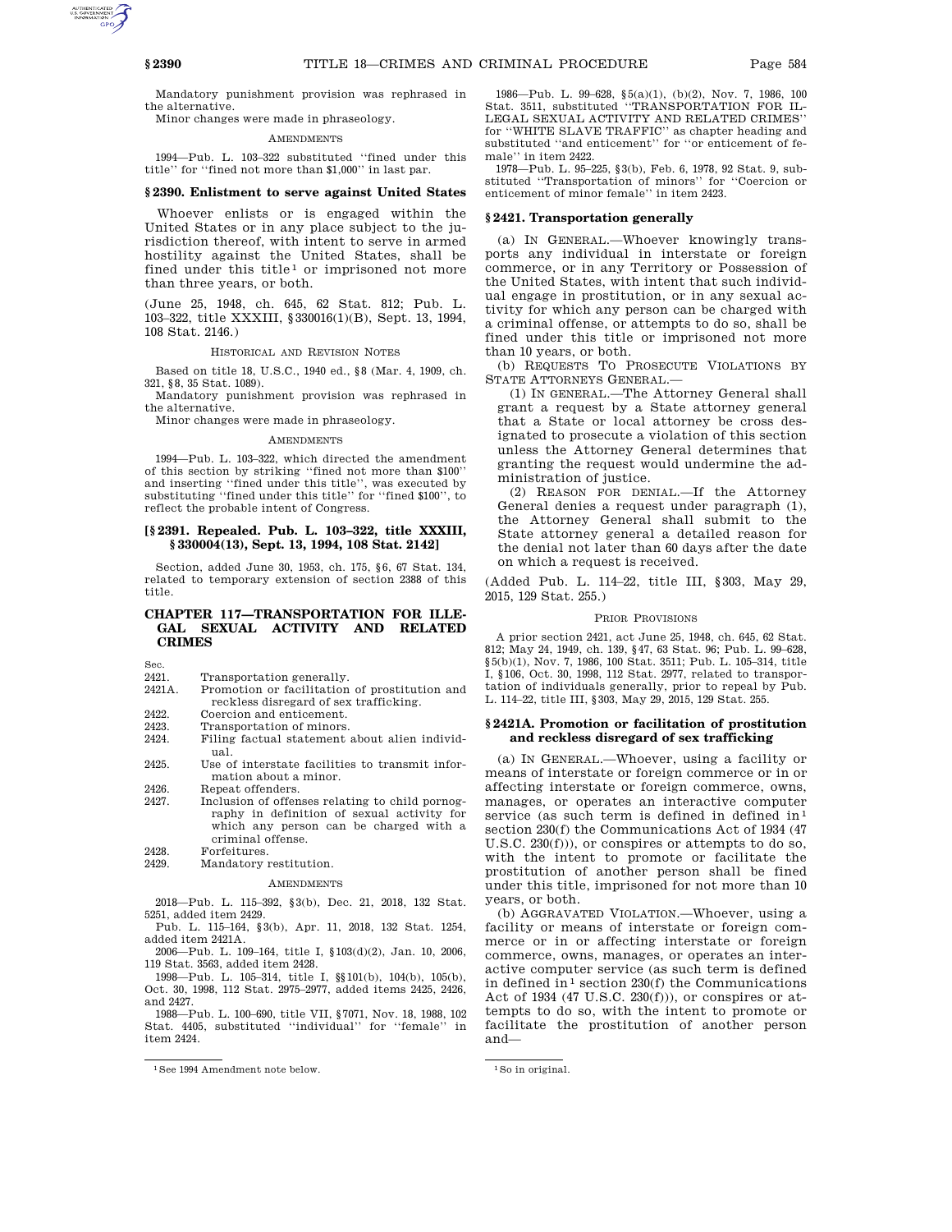Mandatory punishment provision was rephrased in the alternative.

Minor changes were made in phraseology.

AMENDMENTS

1994—Pub. L. 103–322 substituted ''fined under this title'' for ''fined not more than $1,000'' in last par.

### § 2390. Enlistment to serve against United States

Whoever enlists or is engaged within the United States or in any place subject to the jurisdiction thereof, with intent to serve in armed hostility against the United States, shall be fined under this title[1] or imprisoned not more than three years, or both.

(June 25, 1948, ch. 645, 62 Stat. 812; Pub. L. 103–322, title XXXIII, § 330016(1)(B), Sept. 13, 1994, 108 Stat. 2146.)

HISTORICAL AND REVISION NOTES

Based on title 18, U.S.C., 1940 ed., § 8 (Mar. 4, 1909, ch. 321, § 8, 35 Stat. 1089).

Mandatory punishment provision was rephrased in the alternative.

Minor changes were made in phraseology.

AMENDMENTS

1994—Pub. L. 103–322, which directed the amendment of this section by striking ''fined not more than $100'' and inserting ''fined under this title'', was executed by substituting ''fined under this title'' for ''fined $100'', to reflect the probable intent of Congress.

[1] See 1994 Amendment note below.

### [§ 2391. Repealed. Pub. L. 103–322, title XXXIII, § 330004(13), Sept. 13, 1994, 108 Stat. 2142]

Section, added June 30, 1953, ch. 175, § 6, 67 Stat. 134, related to temporary extension of section 2388 of this title.

## CHAPTER 117—TRANSPORTATION FOR ILLEGAL SEXUAL ACTIVITY AND RELATED CRIMES

| Sec. | |
|---|---|
| 2421. | Transportation generally. |
| 2421A. | Promotion or facilitation of prostitution and reckless disregard of sex trafficking. |
| 2422. | Coercion and enticement. |
| 2423. | Transportation of minors. |
| 2424. | Filing factual statement about alien individual. |
| 2425. | Use of interstate facilities to transmit information about a minor. |
| 2426. | Repeat offenders. |
| 2427. | Inclusion of offenses relating to child pornography in definition of sexual activity for which any person can be charged with a criminal offense. |
| 2428. | Forfeitures. |
| 2429. | Mandatory restitution. |

AMENDMENTS

2018—Pub. L. 115–392, § 3(b), Dec. 21, 2018, 132 Stat. 5251, added item 2429.

Pub. L. 115–164, § 3(b), Apr. 11, 2018, 132 Stat. 1254, added item 2421A.

2006—Pub. L. 109–164, title I, § 103(d)(2), Jan. 10, 2006, 119 Stat. 3563, added item 2428.

1998—Pub. L. 105–314, title I, §§ 101(b), 104(b), 105(b), Oct. 30, 1998, 112 Stat. 2975–2977, added items 2425, 2426, and 2427.

1988—Pub. L. 100–690, title VII, § 7071, Nov. 18, 1988, 102 Stat. 4405, substituted ''individual'' for ''female'' in item 2424.

1986—Pub. L. 99–628, § 5(a)(1), (b)(2), Nov. 7, 1986, 100 Stat. 3511, substituted ''TRANSPORTATION FOR ILLEGAL SEXUAL ACTIVITY AND RELATED CRIMES'' for ''WHITE SLAVE TRAFFIC'' as chapter heading and substituted ''and enticement'' for ''or enticement of female'' in item 2422.

1978—Pub. L. 95–225, § 3(b), Feb. 6, 1978, 92 Stat. 9, substituted ''Transportation of minors'' for ''Coercion or enticement of minor female'' in item 2423.

### § 2421. Transportation generally

(a) IN GENERAL.—Whoever knowingly transports any individual in interstate or foreign commerce, or in any Territory or Possession of the United States, with intent that such individual engage in prostitution, or in any sexual activity for which any person can be charged with a criminal offense, or attempts to do so, shall be fined under this title or imprisoned not more than 10 years, or both.

(b) REQUESTS TO PROSECUTE VIOLATIONS BY STATE ATTORNEYS GENERAL.—

(1) IN GENERAL.—The Attorney General shall grant a request by a State attorney general that a State or local attorney be cross designated to prosecute a violation of this section unless the Attorney General determines that granting the request would undermine the administration of justice.

(2) REASON FOR DENIAL.—If the Attorney General denies a request under paragraph (1), the Attorney General shall submit to the State attorney general a detailed reason for the denial not later than 60 days after the date on which a request is received.

(Added Pub. L. 114–22, title III, § 303, May 29, 2015, 129 Stat. 255.)

PRIOR PROVISIONS

A prior section 2421, act June 25, 1948, ch. 645, 62 Stat. 812; May 24, 1949, ch. 139, § 47, 63 Stat. 96; Pub. L. 99–628, § 5(b)(1), Nov. 7, 1986, 100 Stat. 3511; Pub. L. 105–314, title I, § 106, Oct. 30, 1998, 112 Stat. 2977, related to transportation of individuals generally, prior to repeal by Pub. L. 114–22, title III, § 303, May 29, 2015, 129 Stat. 255.

### § 2421A. Promotion or facilitation of prostitution and reckless disregard of sex trafficking

(a) IN GENERAL.—Whoever, using a facility or means of interstate or foreign commerce or in or affecting interstate or foreign commerce, owns, manages, or operates an interactive computer service (as such term is defined in defined in[1] section 230(f) the Communications Act of 1934 (47 U.S.C. 230(f))), or conspires or attempts to do so, with the intent to promote or facilitate the prostitution of another person shall be fined under this title, imprisoned for not more than 10 years, or both.

(b) AGGRAVATED VIOLATION.—Whoever, using a facility or means of interstate or foreign commerce or in or affecting interstate or foreign commerce, owns, manages, or operates an interactive computer service (as such term is defined in defined in[1] section 230(f) the Communications Act of 1934 (47 U.S.C. 230(f))), or conspires or attempts to do so, with the intent to promote or facilitate the prostitution of another person and—

[1] So in original.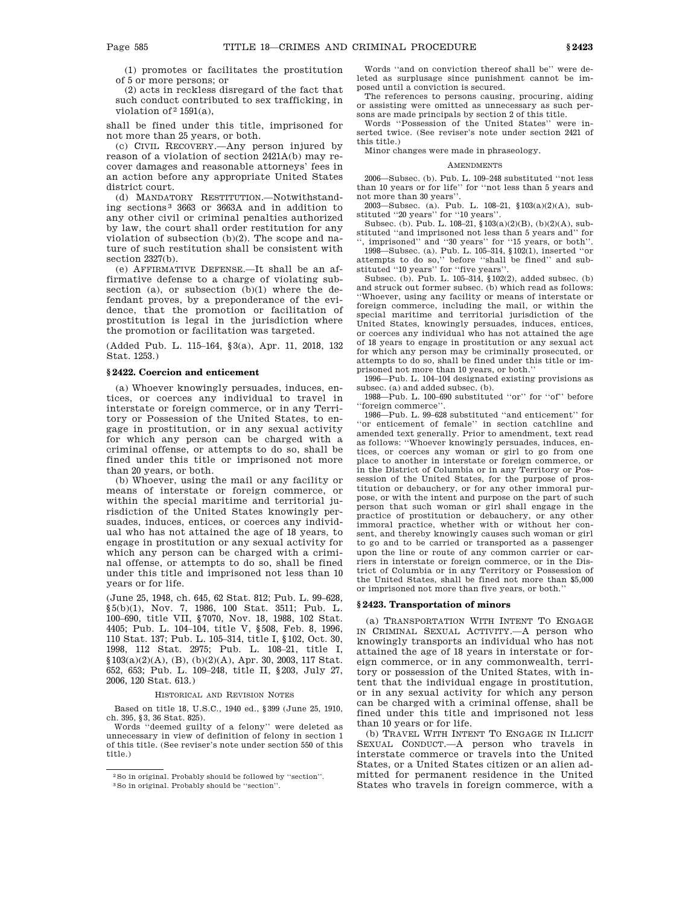(1) promotes or facilitates the prostitution of 5 or more persons; or

(2) acts in reckless disregard of the fact that such conduct contributed to sex trafficking, in violation of[2] 1591(a),

shall be fined under this title, imprisoned for not more than 25 years, or both.

(c) CIVIL RECOVERY.—Any person injured by reason of a violation of section 2421A(b) may recover damages and reasonable attorneys' fees in an action before any appropriate United States district court.

(d) MANDATORY RESTITUTION.—Notwithstanding sections[3] 3663 or 3663A and in addition to any other civil or criminal penalties authorized by law, the court shall order restitution for any violation of subsection (b)(2). The scope and nature of such restitution shall be consistent with section 2327(b).

(e) AFFIRMATIVE DEFENSE.—It shall be an affirmative defense to a charge of violating subsection (a), or subsection (b)(1) where the defendant proves, by a preponderance of the evidence, that the promotion or facilitation of prostitution is legal in the jurisdiction where the promotion or facilitation was targeted.

(Added Pub. L. 115–164, §3(a), Apr. 11, 2018, 132 Stat. 1253.)

### §2422. Coercion and enticement

(a) Whoever knowingly persuades, induces, entices, or coerces any individual to travel in interstate or foreign commerce, or in any Territory or Possession of the United States, to engage in prostitution, or in any sexual activity for which any person can be charged with a criminal offense, or attempts to do so, shall be fined under this title or imprisoned not more than 20 years, or both.

(b) Whoever, using the mail or any facility or means of interstate or foreign commerce, or within the special maritime and territorial jurisdiction of the United States knowingly persuades, induces, entices, or coerces any individual who has not attained the age of 18 years, to engage in prostitution or any sexual activity for which any person can be charged with a criminal offense, or attempts to do so, shall be fined under this title and imprisoned not less than 10 years or for life.

(June 25, 1948, ch. 645, 62 Stat. 812; Pub. L. 99–628, §5(b)(1), Nov. 7, 1986, 100 Stat. 3511; Pub. L. 100–690, title VII, §7070, Nov. 18, 1988, 102 Stat. 4405; Pub. L. 104–104, title V, §508, Feb. 8, 1996, 110 Stat. 137; Pub. L. 105–314, title I, §102, Oct. 30, 1998, 112 Stat. 2975; Pub. L. 108–21, title I, §103(a)(2)(A), (B), (b)(2)(A), Apr. 30, 2003, 117 Stat. 652, 653; Pub. L. 109–248, title II, §203, July 27, 2006, 120 Stat. 613.)

#### HISTORICAL AND REVISION NOTES

Based on title 18, U.S.C., 1940 ed., §399 (June 25, 1910, ch. 395, §3, 36 Stat. 825).

Words "deemed guilty of a felony" were deleted as unnecessary in view of definition of felony in section 1 of this title. (See reviser's note under section 550 of this title.)

Words "and on conviction thereof shall be" were deleted as surplusage since punishment cannot be imposed until a conviction is secured.

The references to persons causing, procuring, aiding or assisting were omitted as unnecessary as such persons are made principals by section 2 of this title.

Words "Possession of the United States" were inserted twice. (See reviser's note under section 2421 of this title.)

Minor changes were made in phraseology.

#### AMENDMENTS

2006—Subsec. (b). Pub. L. 109–248 substituted "not less than 10 years or for life" for "not less than 5 years and not more than 30 years".

2003—Subsec. (a). Pub. L. 108–21, §103(a)(2)(A), substituted "20 years" for "10 years".

Subsec. (b). Pub. L. 108–21, §103(a)(2)(B), (b)(2)(A), substituted "and imprisoned not less than 5 years and" for ", imprisoned" and "30 years" for "15 years, or both".

1998—Subsec. (a). Pub. L. 105–314, §102(1), inserted "or attempts to do so," before "shall be fined" and substituted "10 years" for "five years".

Subsec. (b). Pub. L. 105–314, §102(2), added subsec. (b) and struck out former subsec. (b) which read as follows: "Whoever, using any facility or means of interstate or foreign commerce, including the mail, or within the special maritime and territorial jurisdiction of the United States, knowingly persuades, induces, entices, or coerces any individual who has not attained the age of 18 years to engage in prostitution or any sexual act for which any person may be criminally prosecuted, or attempts to do so, shall be fined under this title or imprisoned not more than 10 years, or both."

1996—Pub. L. 104–104 designated existing provisions as subsec. (a) and added subsec. (b).

1988—Pub. L. 100–690 substituted "or" for "of" before "foreign commerce".

1986—Pub. L. 99–628 substituted "and enticement" for "or enticement of female" in section catchline and amended text generally. Prior to amendment, text read as follows: "Whoever knowingly persuades, induces, entices, or coerces any woman or girl to go from one place to another in interstate or foreign commerce, or in the District of Columbia or in any Territory or Possession of the United States, for the purpose of prostitution or debauchery, or for any other immoral purpose, or with the intent and purpose on the part of such person that such woman or girl shall engage in the practice of prostitution or debauchery, or any other immoral practice, whether with or without her consent, and thereby knowingly causes such woman or girl to go and to be carried or transported as a passenger upon the line or route of any common carrier or carriers in interstate or foreign commerce, or in the District of Columbia or in any Territory or Possession of the United States, shall be fined not more than $5,000 or imprisoned not more than five years, or both."

### §2423. Transportation of minors

(a) TRANSPORTATION WITH INTENT TO ENGAGE IN CRIMINAL SEXUAL ACTIVITY.—A person who knowingly transports an individual who has not attained the age of 18 years in interstate or foreign commerce, or in any commonwealth, territory or possession of the United States, with intent that the individual engage in prostitution, or in any sexual activity for which any person can be charged with a criminal offense, shall be fined under this title and imprisoned not less than 10 years or for life.

(b) TRAVEL WITH INTENT TO ENGAGE IN ILLICIT SEXUAL CONDUCT.—A person who travels in interstate commerce or travels into the United States, or a United States citizen or an alien admitted for permanent residence in the United States who travels in foreign commerce, with a

---

[2] So in original. Probably should be followed by "section".

[3] So in original. Probably should be "section".